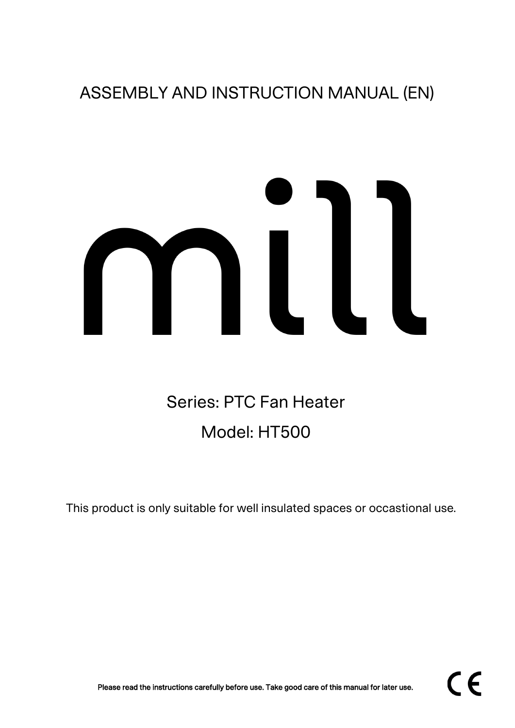# ASSEMBLY AND INSTRUCTION MANUAL (EN)

mill

## Series: PTC Fan Heater

## Model: HT500

This product is only suitable for well insulated spaces or occasional use.

**Please read the instructions carefully before use. Take good care of this manual for later use.**

CE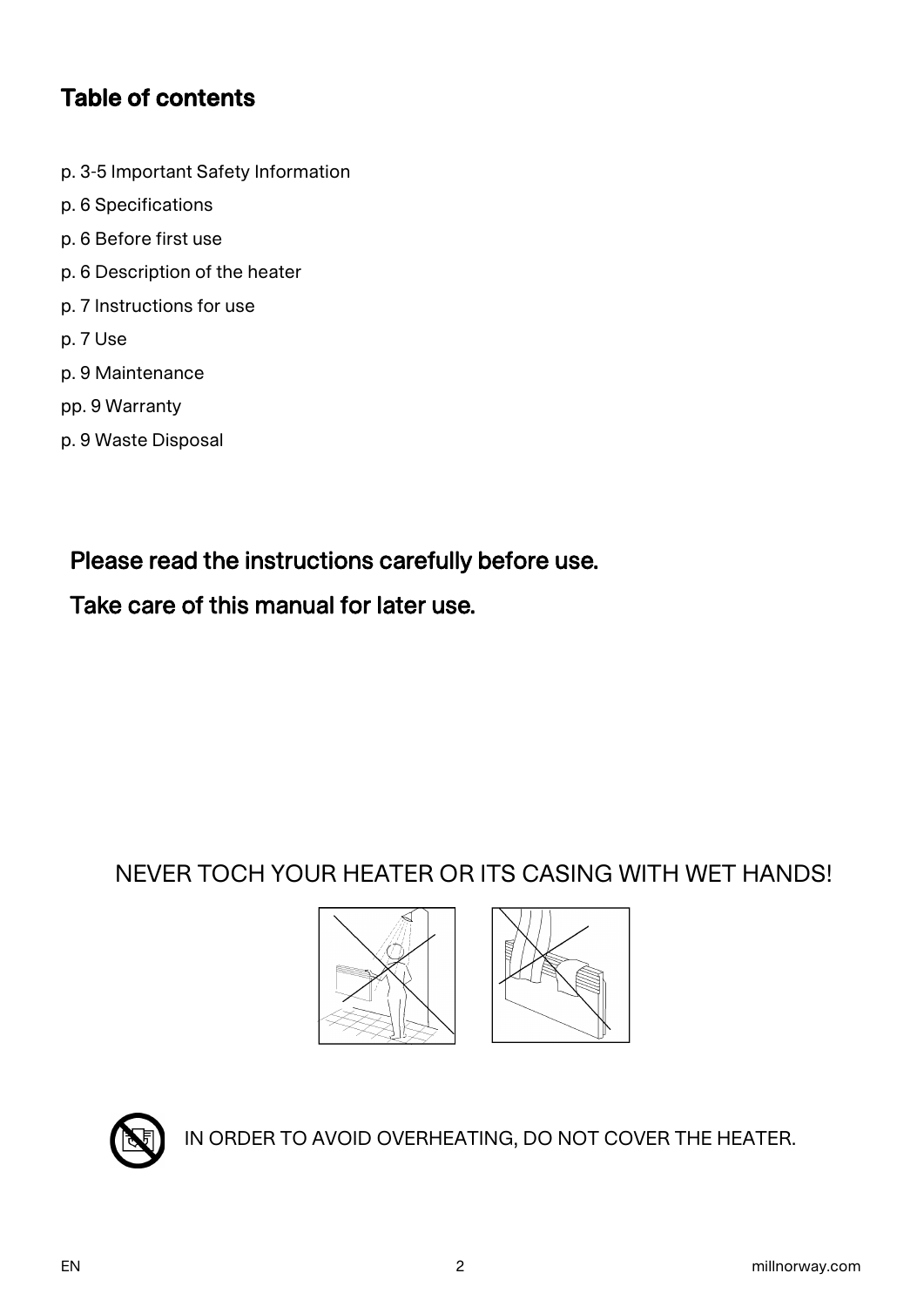## Table of contents

- p. 3-5 Important Safety Information
- p. 6 Specifications
- p. 6 Before first use
- p. 6 Description of the heater
- p. 7 Instructions for use
- p. 7 Use
- p. 9 Maintenance
- pp. 9 Warranty
- p. 9 Waste Disposal

**Please read the instructions carefully before use.**

**Take care of this manual for later use.**

NEVER TOCH YOUR HEATER OR ITS CASING WITH WET HANDS!

IN ORDER TO AVOID OVERHEATING, DO NOT COVER THE HEATER.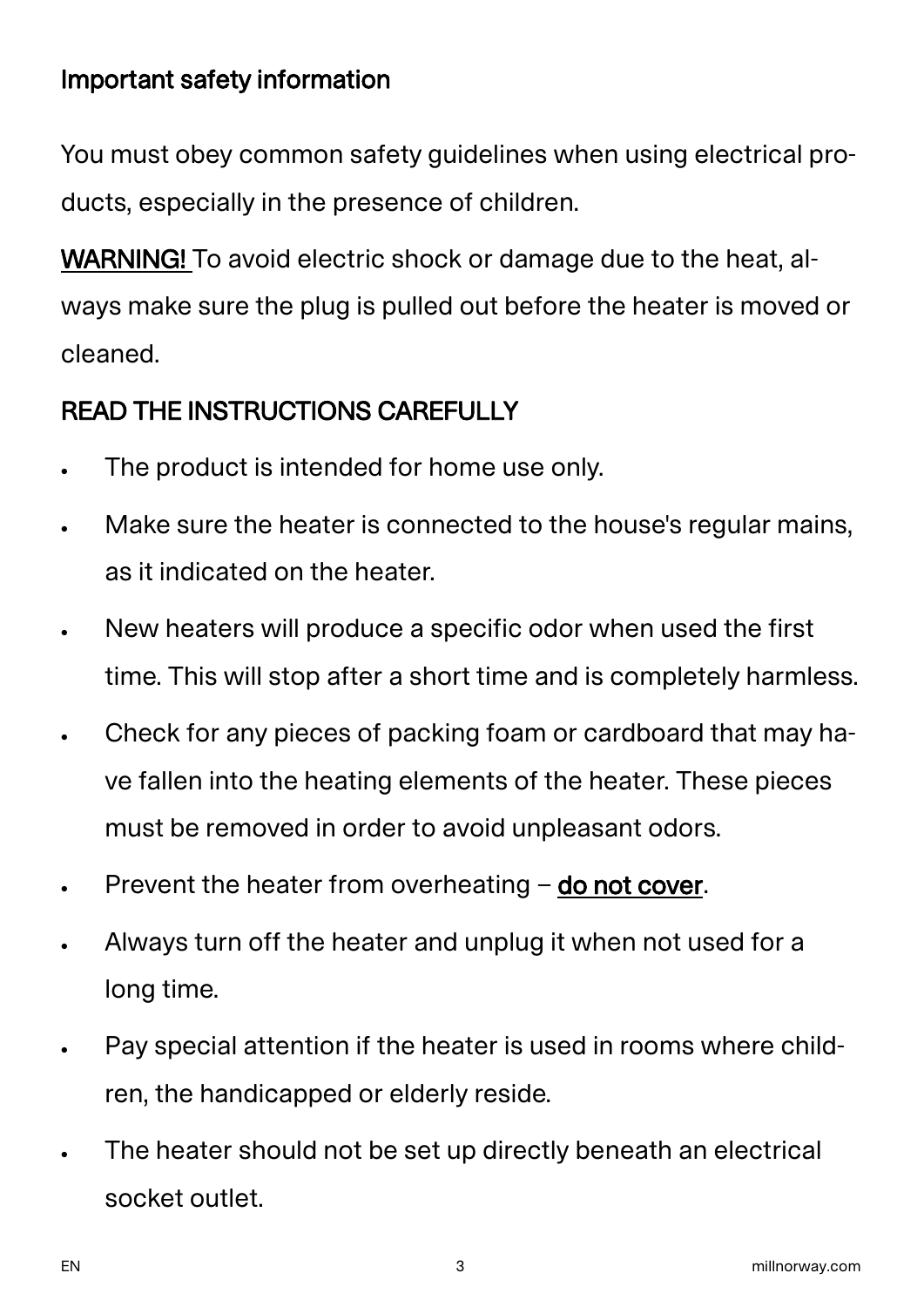## Important safety information

You must obey common safety guidelines when using electrical products, especially in the presence of children.

**WARNING!** To avoid electric shock or damage due to the heat, always make sure the plug is pulled out before the heater is moved or cleaned.

## READ THE INSTRUCTIONS CAREFULLY

- The product is intended for home use only.
- Make sure the heater is connected to the house's regular mains, as it indicated on the heater.
- New heaters will produce a specific odor when used the first time. This will stop after a short time and is completely harmless.
- Check for any pieces of packing foam or cardboard that may have fallen into the heating elements of the heater. These pieces must be removed in order to avoid unpleasant odors.
- Prevent the heater from overheating – **do not cover**.
- Always turn off the heater and unplug it when not used for a long time.
- Pay special attention if the heater is used in rooms where children, the handicapped or elderly reside.
- The heater should not be set up directly beneath an electrical socket outlet.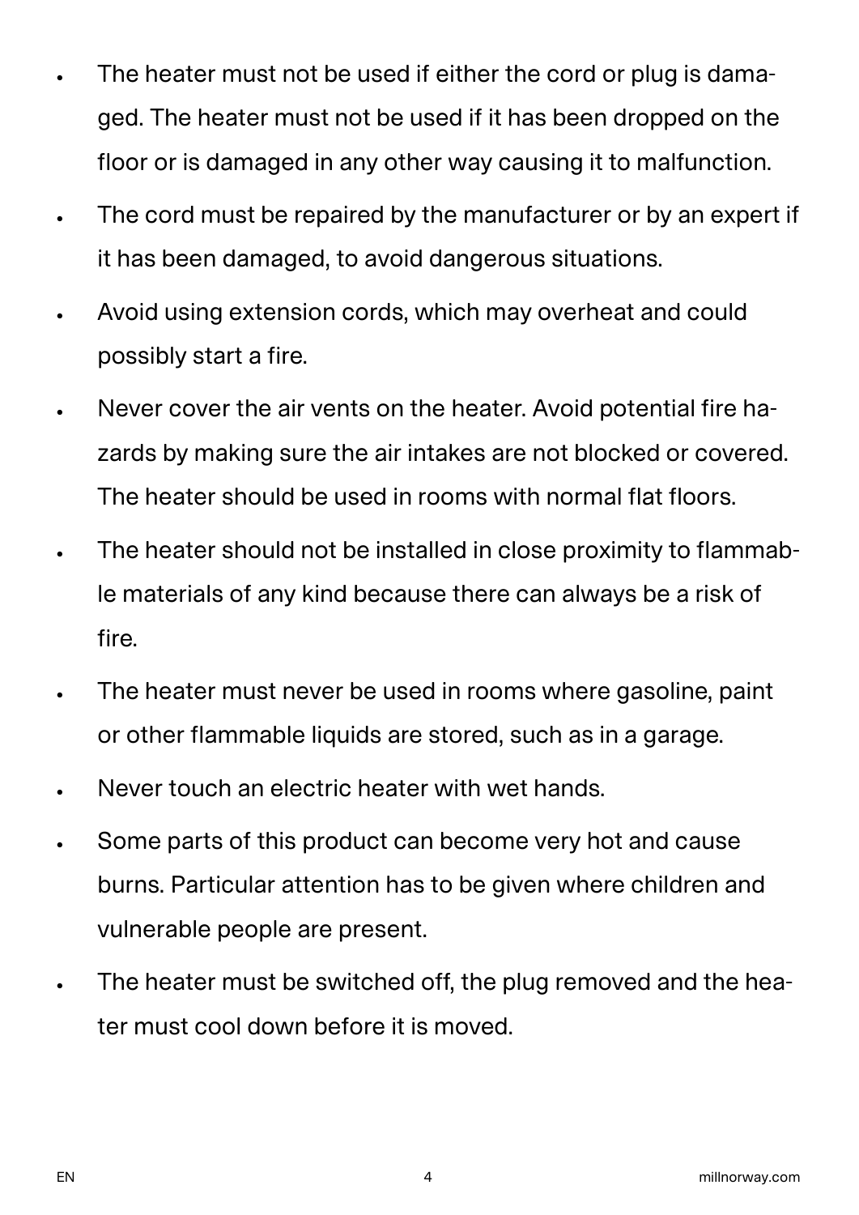- The heater must not be used if either the cord or plug is damaged. The heater must not be used if it has been dropped on the floor or is damaged in any other way causing it to malfunction.
- The cord must be repaired by the manufacturer or by an expert if it has been damaged, to avoid dangerous situations.
- Avoid using extension cords, which may overheat and could possibly start a fire.
- Never cover the air vents on the heater. Avoid potential fire hazards by making sure the air intakes are not blocked or covered. The heater should be used in rooms with normal flat floors.
- The heater should not be installed in close proximity to flammable materials of any kind because there can always be a risk of fire.
- The heater must never be used in rooms where gasoline, paint or other flammable liquids are stored, such as in a garage.
- Never touch an electric heater with wet hands.
- Some parts of this product can become very hot and cause burns. Particular attention has to be given where children and vulnerable people are present.
- The heater must be switched off, the plug removed and the heater must cool down before it is moved.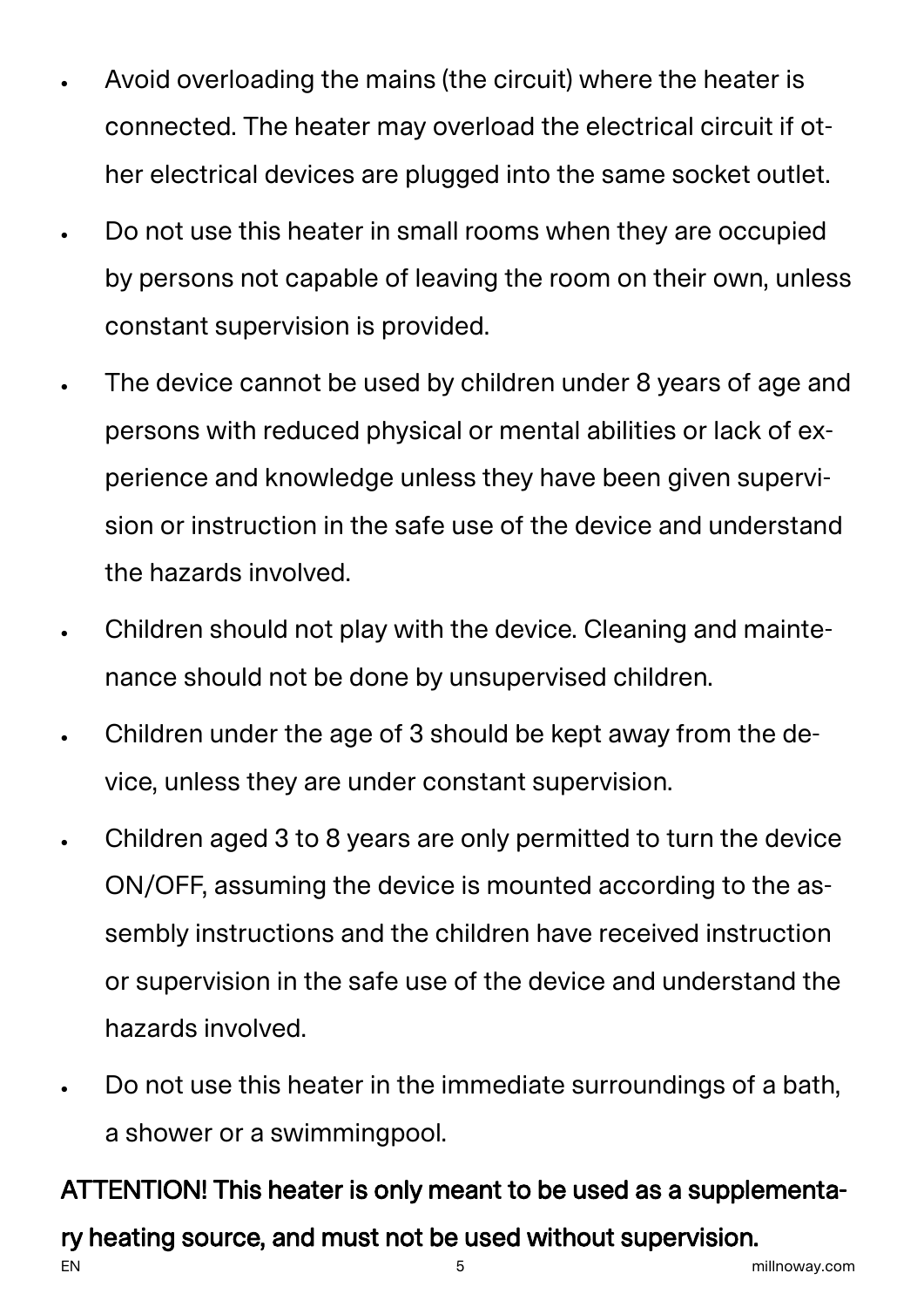- Avoid overloading the mains (the circuit) where the heater is connected. The heater may overload the electrical circuit if other electrical devices are plugged into the same socket outlet.
- Do not use this heater in small rooms when they are occupied by persons not capable of leaving the room on their own, unless constant supervision is provided.
- The device cannot be used by children under 8 years of age and persons with reduced physical or mental abilities or lack of experience and knowledge unless they have been given supervision or instruction in the safe use of the device and understand the hazards involved.
- Children should not play with the device. Cleaning and maintenance should not be done by unsupervised children.
- Children under the age of 3 should be kept away from the device, unless they are under constant supervision.
- Children aged 3 to 8 years are only permitted to turn the device ON/OFF, assuming the device is mounted according to the assembly instructions and the children have received instruction or supervision in the safe use of the device and understand the hazards involved.
- Do not use this heater in the immediate surroundings of a bath, a shower or a swimmingpool.

**ATTENTION! This heater is only meant to be used as a supplementary heating source, and must not be used without supervision.**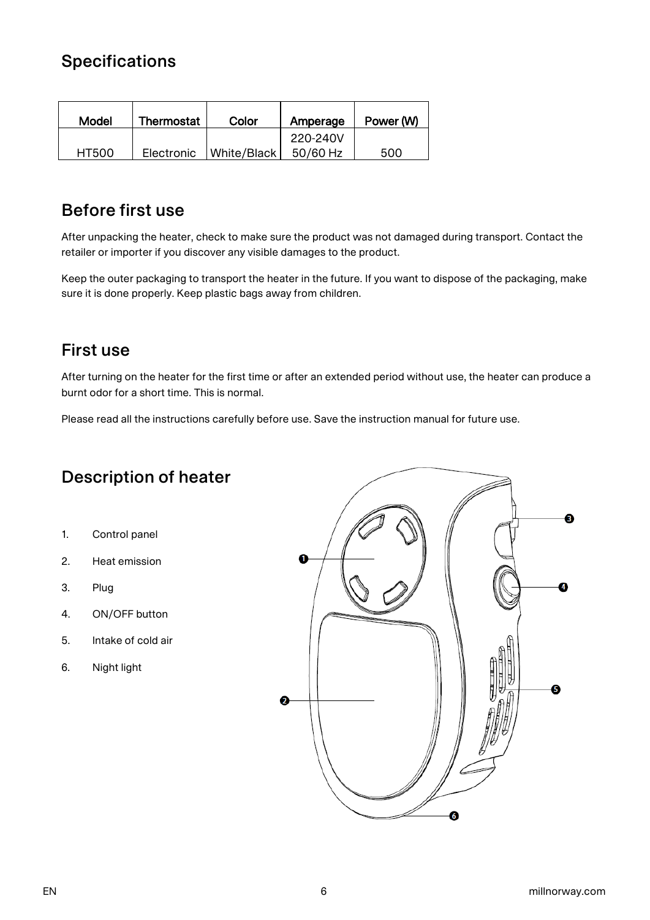## Specifications

| Model | Thermostat | Color | Amperage | Power (W) |
|---|---|---|---|---|
| HT500 | Electronic | White/Black | 220-240V 50/60 Hz | 500 |

## Before first use

After unpacking the heater, check to make sure the product was not damaged during transport. Contact the retailer or importer if you discover any visible damages to the product.

Keep the outer packaging to transport the heater in the future. If you want to dispose of the packaging, make sure it is done properly. Keep plastic bags away from children.

## First use

After turning on the heater for the first time or after an extended period without use, the heater can produce a burnt odor for a short time. This is normal.

Please read all the instructions carefully before use. Save the instruction manual for future use.

## Description of heater

1. Control panel
2. Heat emission
3. Plug
4. ON/OFF button
5. Intake of cold air
6. Night light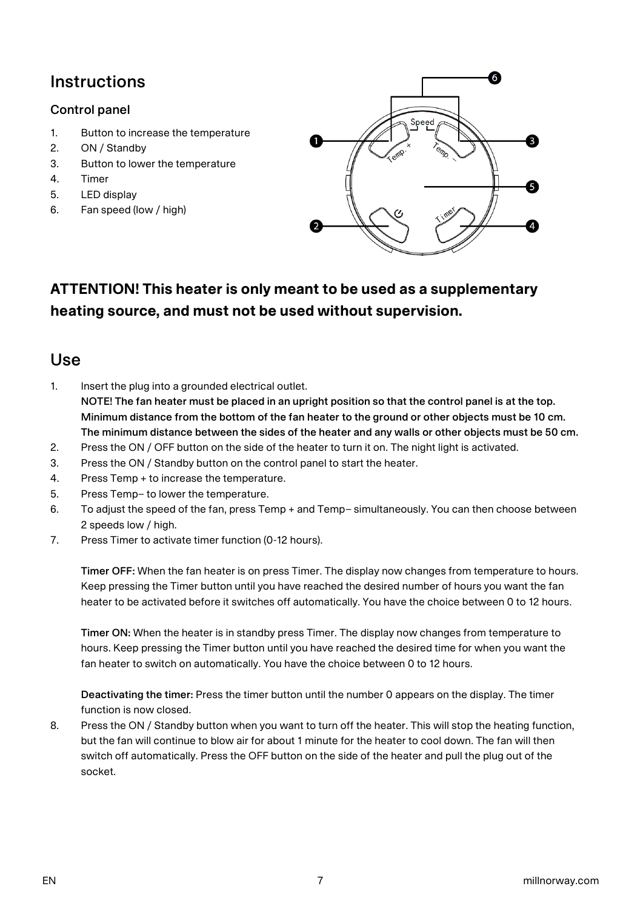# Instructions

## Control panel

1. Button to increase the temperature
2. ON / Standby
3. Button to lower the temperature
4. Timer
5. LED display
6. Fan speed (low / high)

## ATTENTION! This heater is only meant to be used as a supplementary heating source, and must not be used without supervision.

# Use

1. Insert the plug into a grounded electrical outlet.
   **NOTE! The fan heater must be placed in an upright position so that the control panel is at the top. Minimum distance from the bottom of the fan heater to the ground or other objects must be 10 cm. The minimum distance between the sides of the heater and any walls or other objects must be 50 cm.**
2. Press the ON / OFF button on the side of the heater to turn it on. The night light is activated.
3. Press the ON / Standby button on the control panel to start the heater.
4. Press Temp + to increase the temperature.
5. Press Temp– to lower the temperature.
6. To adjust the speed of the fan, press Temp + and Temp– simultaneously. You can then choose between 2 speeds low / high.
7. Press Timer to activate timer function (0-12 hours).

   **Timer OFF:** When the fan heater is on press Timer. The display now changes from temperature to hours. Keep pressing the Timer button until you have reached the desired number of hours you want the fan heater to be activated before it switches off automatically. You have the choice between 0 to 12 hours.

   **Timer ON:** When the heater is in standby press Timer. The display now changes from temperature to hours. Keep pressing the Timer button until you have reached the desired time for when you want the fan heater to switch on automatically. You have the choice between 0 to 12 hours.

   **Deactivating the timer:** Press the timer button until the number 0 appears on the display. The timer function is now closed.
8. Press the ON / Standby button when you want to turn off the heater. This will stop the heating function, but the fan will continue to blow air for about 1 minute for the heater to cool down. The fan will then switch off automatically. Press the OFF button on the side of the heater and pull the plug out of the socket.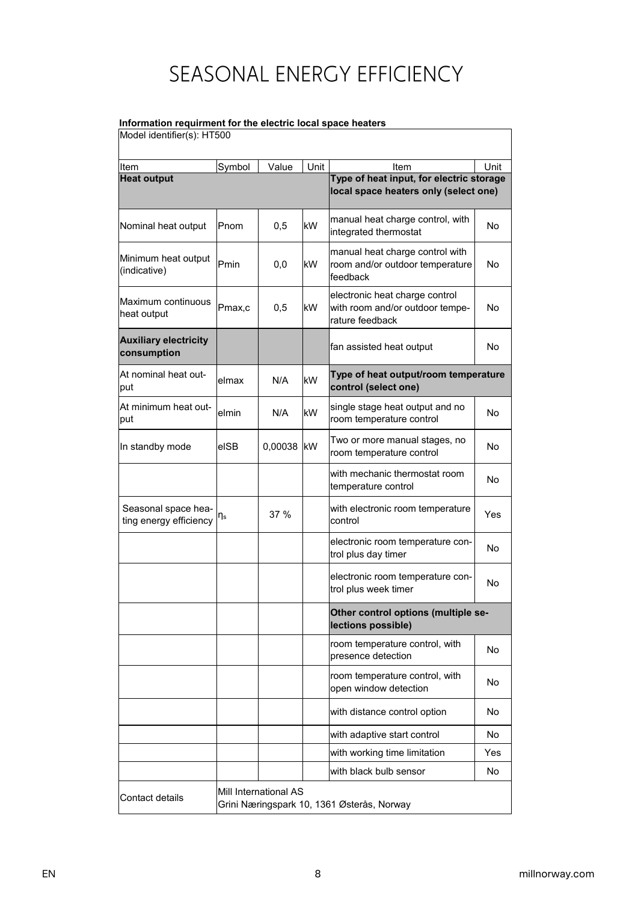# SEASONAL ENERGY EFFICIENCY

**Information requirment for the electric local space heaters**

| Model identifier(s): HT500 | | | | | |
|---|---|---|---|---|---|
| Item | Symbol | Value | Unit | Item | Unit |
| **Heat output** | | | | **Type of heat input, for electric storage local space heaters only (select one)** | |
| Nominal heat output | Pnom | 0,5 | kW | manual heat charge control, with integrated thermostat | No |
| Minimum heat output (indicative) | Pmin | 0,0 | kW | manual heat charge control with room and/or outdoor temperature feedback | No |
| Maximum continuous heat output | Pmax,c | 0,5 | kW | electronic heat charge control with room and/or outdoor temperature feedback | No |
| **Auxiliary electricity consumption** | | | | fan assisted heat output | No |
| At nominal heat output | elmax | N/A | kW | **Type of heat output/room temperature control (select one)** | |
| At minimum heat output | elmin | N/A | kW | single stage heat output and no room temperature control | No |
| In standby mode | elSB | 0,00038 | kW | Two or more manual stages, no room temperature control | No |
| | | | | with mechanic thermostat room temperature control | No |
| Seasonal space heating energy efficiency | $\eta_s$ | 37 % | | with electronic room temperature control | Yes |
| | | | | electronic room temperature control plus day timer | No |
| | | | | electronic room temperature control plus week timer | No |
| | | | | **Other control options (multiple selections possible)** | |
| | | | | room temperature control, with presence detection | No |
| | | | | room temperature control, with open window detection | No |
| | | | | with distance control option | No |
| | | | | with adaptive start control | No |
| | | | | with working time limitation | Yes |
| | | | | with black bulb sensor | No |
| Contact details | Mill International AS<br>Grini Næringspark 10, 1361 Østerås, Norway | | | | |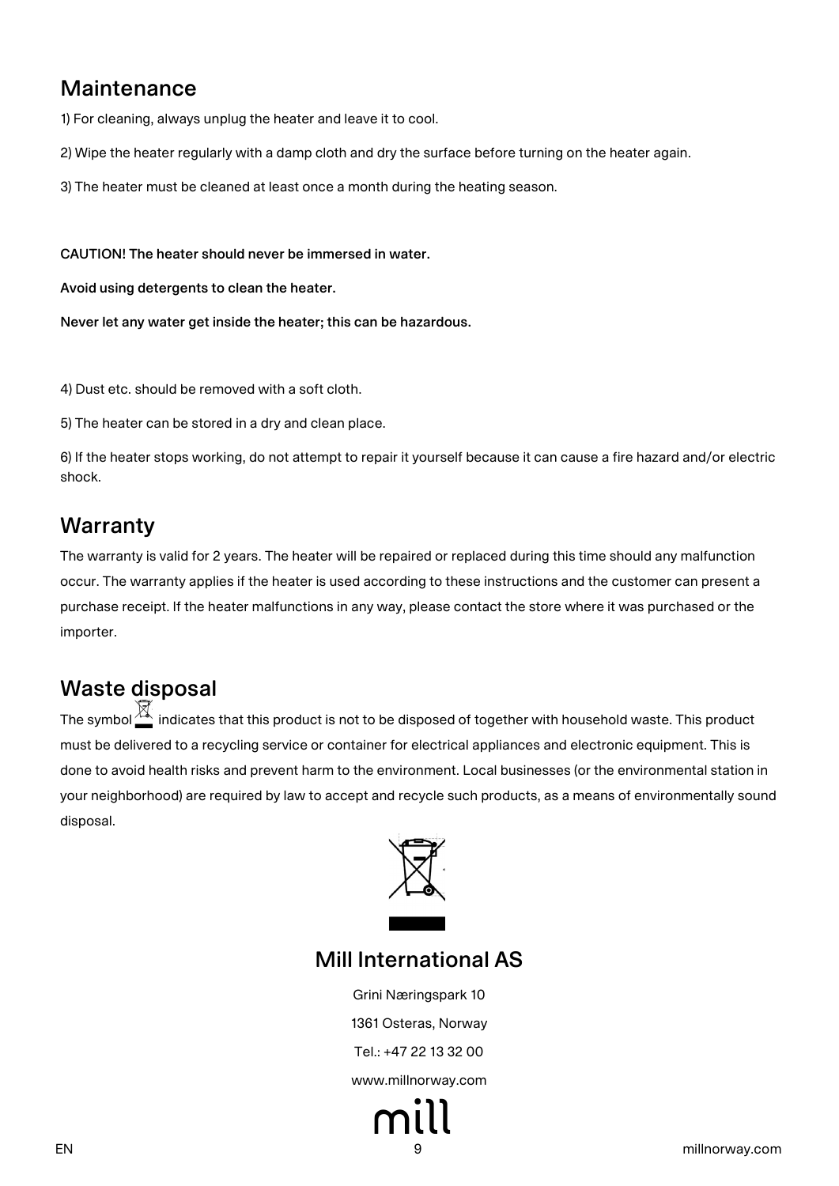## Maintenance

1) For cleaning, always unplug the heater and leave it to cool.

2) Wipe the heater regularly with a damp cloth and dry the surface before turning on the heater again.

3) The heater must be cleaned at least once a month during the heating season.

**CAUTION! The heater should never be immersed in water.**

**Avoid using detergents to clean the heater.**

**Never let any water get inside the heater; this can be hazardous.**

4) Dust etc. should be removed with a soft cloth.

5) The heater can be stored in a dry and clean place.

6) If the heater stops working, do not attempt to repair it yourself because it can cause a fire hazard and/or electric shock.

## Warranty

The warranty is valid for 2 years. The heater will be repaired or replaced during this time should any malfunction occur. The warranty applies if the heater is used according to these instructions and the customer can present a purchase receipt. If the heater malfunctions in any way, please contact the store where it was purchased or the importer.

## Waste disposal

The symbol indicates that this product is not to be disposed of together with household waste. This product must be delivered to a recycling service or container for electrical appliances and electronic equipment. This is done to avoid health risks and prevent harm to the environment. Local businesses (or the environmental station in your neighborhood) are required by law to accept and recycle such products, as a means of environmentally sound disposal.

## Mill International AS

Grini Næringspark 10

1361 Osteras, Norway

Tel.: +47 22 13 32 00

www.millnorway.com

mill